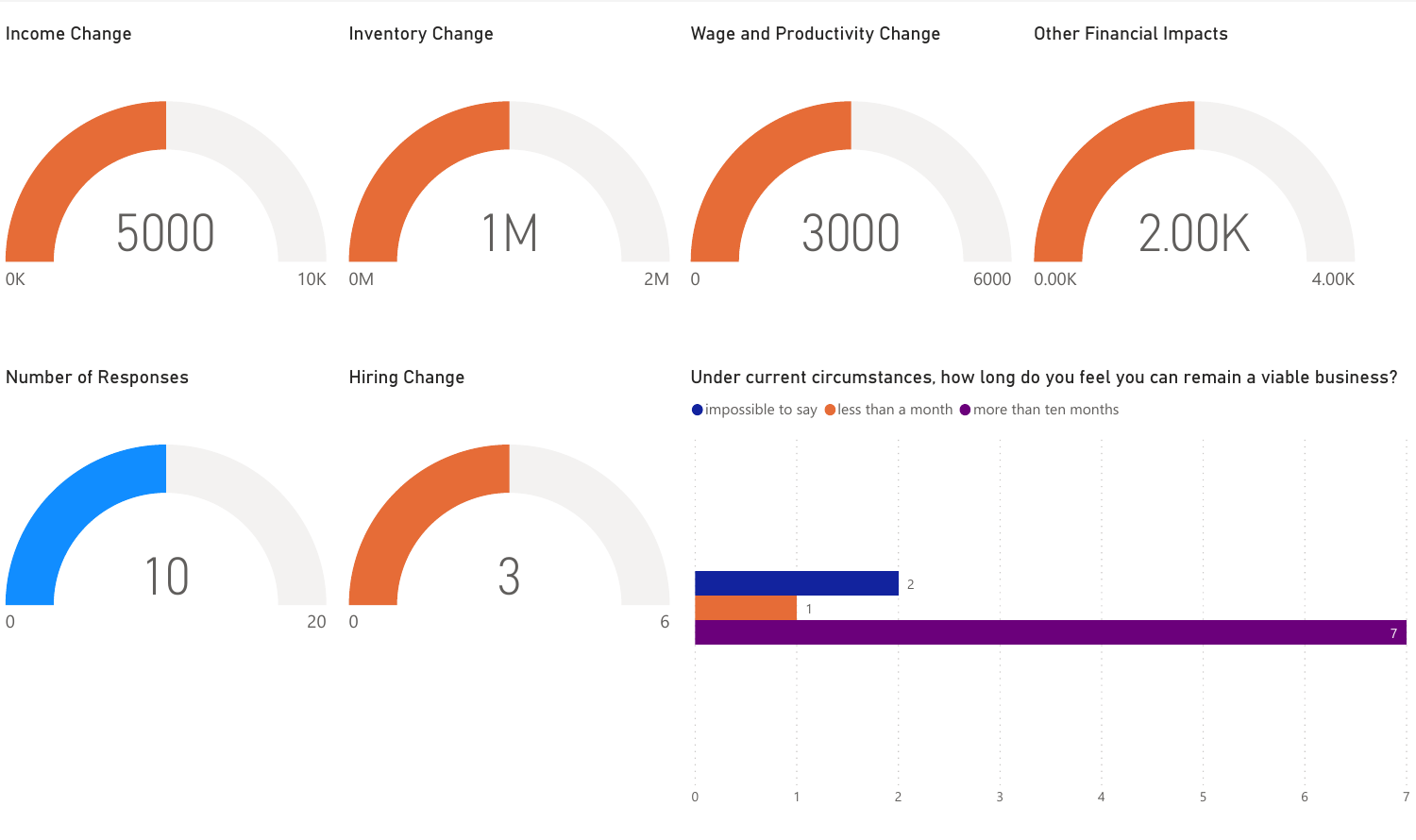## Income Change

5000

0K — 10K

## Inventory Change

1M

0M — 2M

## Wage and Productivity Change

3000

0 — 6000

## Other Financial Impacts

2.00K

0.00K — 4.00K

## Number of Responses

10

0 — 20

## Hiring Change

3

0 — 6

## Under current circumstances, how long do you feel you can remain a viable business?

| Response | Count |
| --- | --- |
| impossible to say | 2 |
| less than a month | 1 |
| more than ten months | 7 |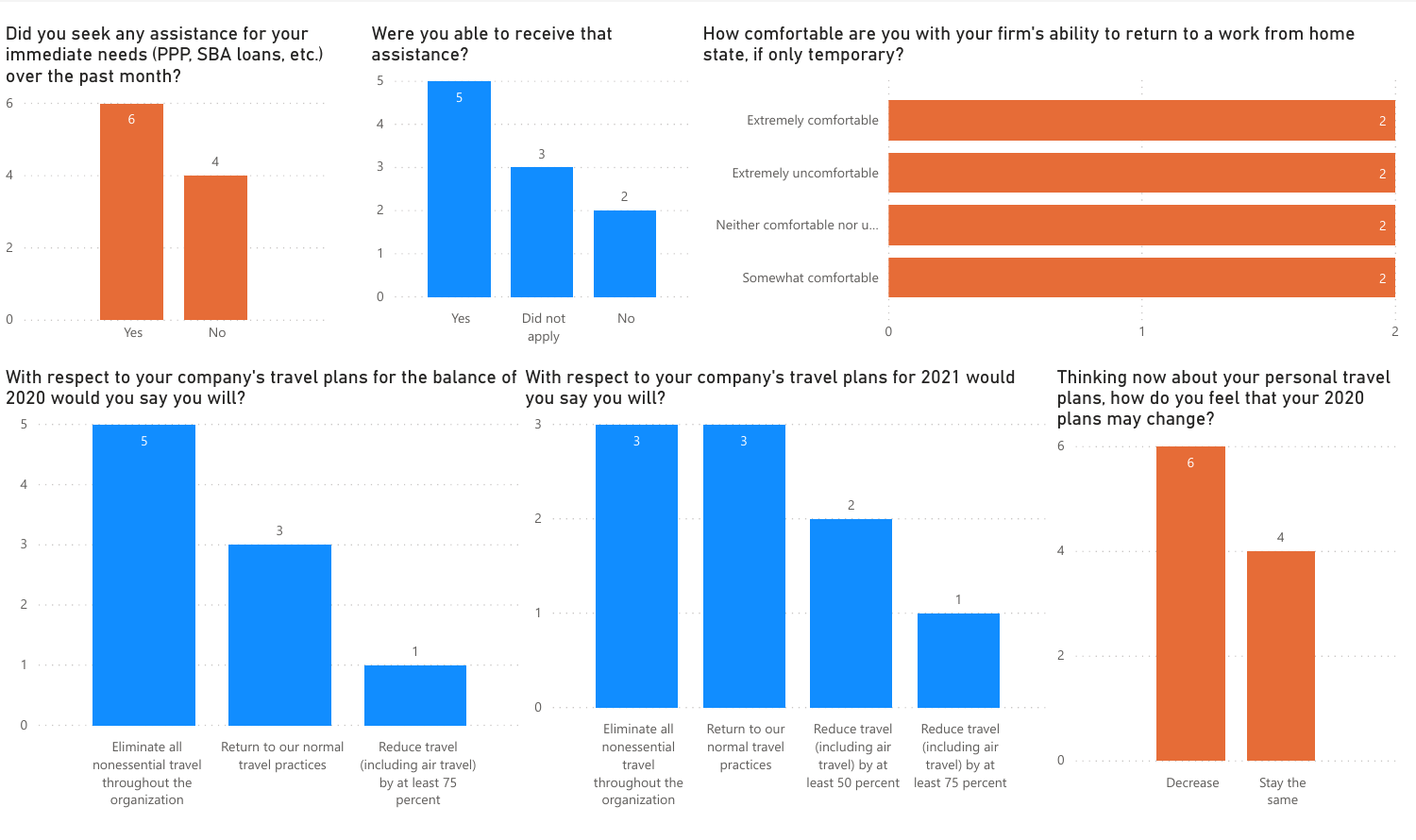Did you seek any assistance for your immediate needs (PPP, SBA loans, etc.) over the past month?

6
4
2
0

6
4

Yes
No

Were you able to receive that assistance?

5
4
3
2
1
0

5
3
2

Yes
Did not apply
No

How comfortable are you with your firm's ability to return to a work from home state, if only temporary?

Extremely comfortable 2
Extremely uncomfortable 2
Neither comfortable nor u... 2
Somewhat comfortable 2

0
1
2

With respect to your company's travel plans for the balance of 2020 would you say you will?

5
4
3
2
1
0

5
3
1

Eliminate all nonessential travel throughout the organization
Return to our normal travel practices
Reduce travel (including air travel) by at least 75 percent

With respect to your company's travel plans for 2021 would you say you will?

3
2
1
0

3
3
2
1

Eliminate all nonessential travel throughout the organization
Return to our normal travel practices
Reduce travel (including air travel) by at least 50 percent
Reduce travel (including air travel) by at least 75 percent

Thinking now about your personal travel plans, how do you feel that your 2020 plans may change?

6
4
2
0

6
4

Decrease
Stay the same